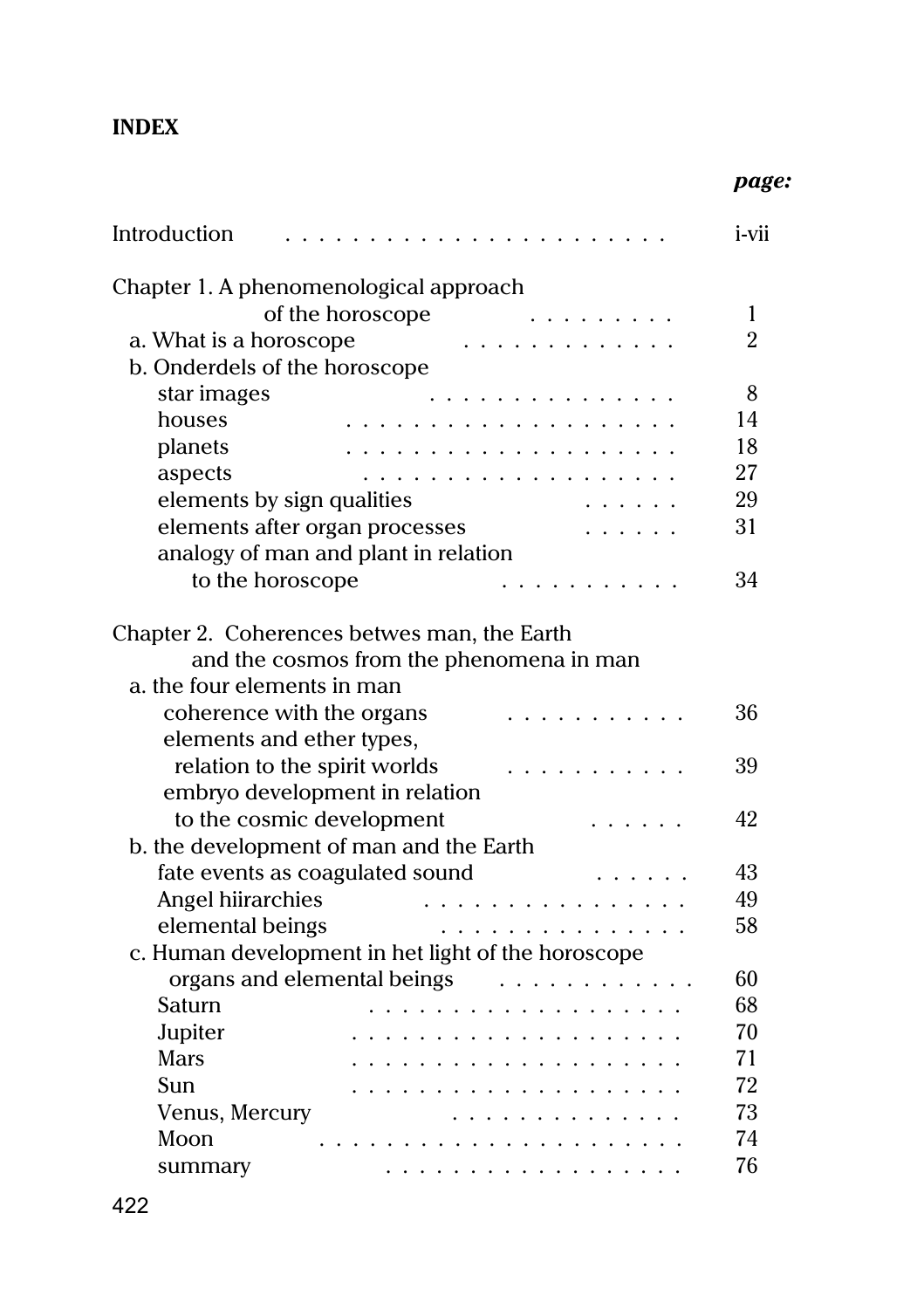**INDEX**

| | *page:* |
|---|---|
| Introduction | i-vii |
| Chapter 1. A phenomenological approach of the horoscope | 1 |
| a. What is a horoscope | 2 |
| b. Onderdels of the horoscope | |
| star images | 8 |
| houses | 14 |
| planets | 18 |
| aspects | 27 |
| elements by sign qualities | 29 |
| elements after organ processes | 31 |
| analogy of man and plant in relation to the horoscope | 34 |
| Chapter 2. Coherences betwes man, the Earth and the cosmos from the phenomena in man | |
| a. the four elements in man | |
| coherence with the organs | 36 |
| elements and ether types, relation to the spirit worlds | 39 |
| embryo development in relation to the cosmic development | 42 |
| b. the development of man and the Earth | |
| fate events as coagulated sound | 43 |
| Angel hiirarchies | 49 |
| elemental beings | 58 |
| c. Human development in het light of the horoscope | |
| organs and elemental beings | 60 |
| Saturn | 68 |
| Jupiter | 70 |
| Mars | 71 |
| Sun | 72 |
| Venus, Mercury | 73 |
| Moon | 74 |
| summary | 76 |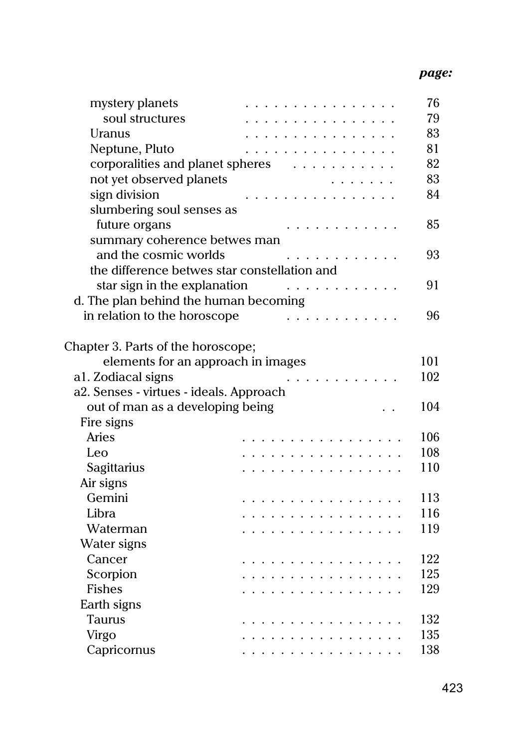*page:*

| | |
|---|---|
| mystery planets | 76 |
| soul structures | 79 |
| Uranus | 83 |
| Neptune, Pluto | 81 |
| corporalities and planet spheres | 82 |
| not yet observed planets | 83 |
| sign division | 84 |
| slumbering soul senses as future organs | 85 |
| summary coherence betwes man and the cosmic worlds | 93 |
| the difference betwes star constellation and star sign in the explanation | 91 |
| d. The plan behind the human becoming in relation to the horoscope | 96 |
| | |
| Chapter 3. Parts of the horoscope; elements for an approach in images | 101 |
| a1. Zodiacal signs | 102 |
| a2. Senses - virtues - ideals. Approach out of man as a developing being | 104 |
| Fire signs | |
| Aries | 106 |
| Leo | 108 |
| Sagittarius | 110 |
| Air signs | |
| Gemini | 113 |
| Libra | 116 |
| Waterman | 119 |
| Water signs | |
| Cancer | 122 |
| Scorpion | 125 |
| Fishes | 129 |
| Earth signs | |
| Taurus | 132 |
| Virgo | 135 |
| Capricornus | 138 |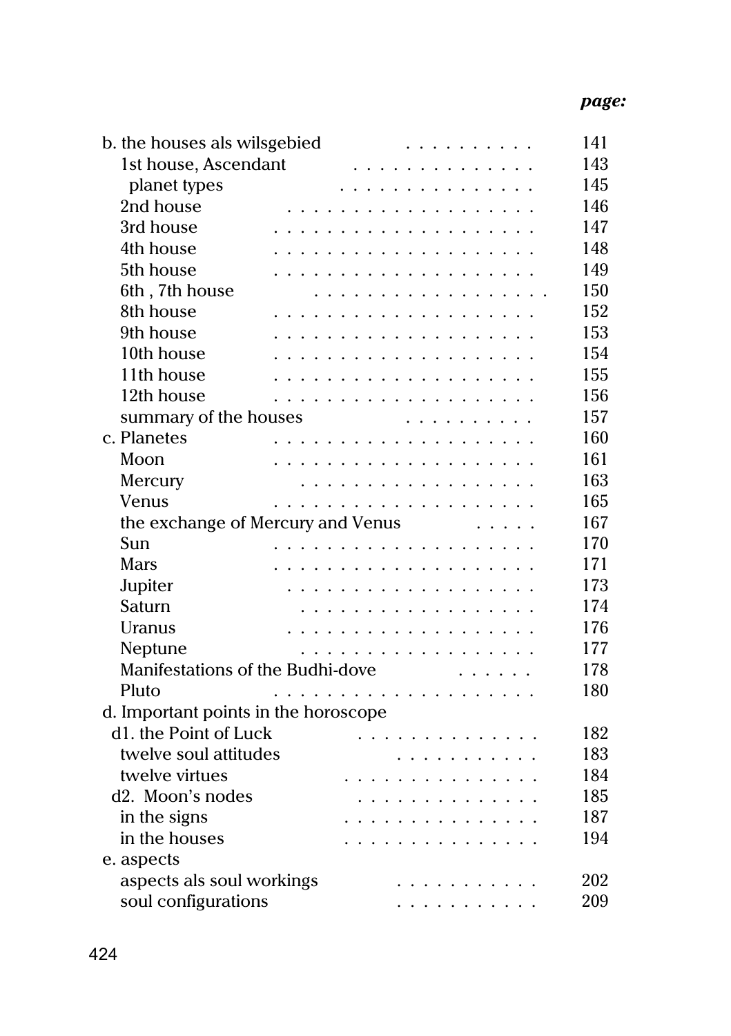| | page: |
|---|---|
| b. the houses als wilsgebied | 141 |
| 1st house, Ascendant | 143 |
| planet types | 145 |
| 2nd house | 146 |
| 3rd house | 147 |
| 4th house | 148 |
| 5th house | 149 |
| 6th , 7th house | 150 |
| 8th house | 152 |
| 9th house | 153 |
| 10th house | 154 |
| 11th house | 155 |
| 12th house | 156 |
| summary of the houses | 157 |
| c. Planetes | 160 |
| Moon | 161 |
| Mercury | 163 |
| Venus | 165 |
| the exchange of Mercury and Venus | 167 |
| Sun | 170 |
| Mars | 171 |
| Jupiter | 173 |
| Saturn | 174 |
| Uranus | 176 |
| Neptune | 177 |
| Manifestations of the Budhi-dove | 178 |
| Pluto | 180 |
| d. Important points in the horoscope | |
| d1. the Point of Luck | 182 |
| twelve soul attitudes | 183 |
| twelve virtues | 184 |
| d2. Moon's nodes | 185 |
| in the signs | 187 |
| in the houses | 194 |
| e. aspects | |
| aspects als soul workings | 202 |
| soul configurations | 209 |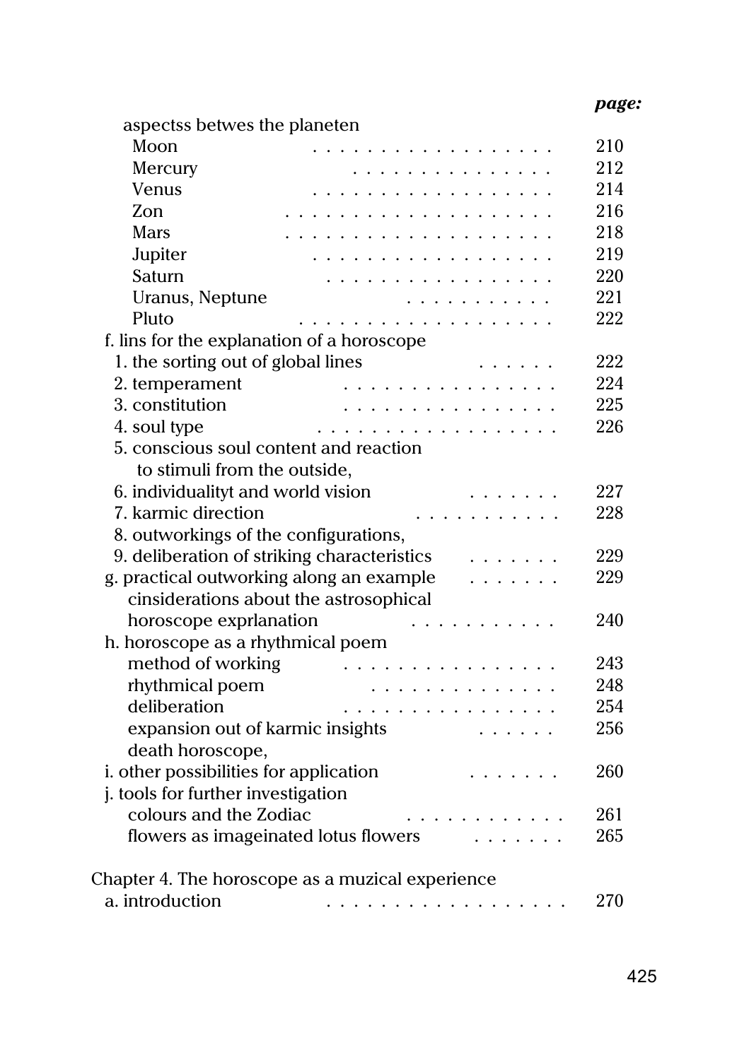| | page: |
|---|---|
| aspectss betwes the planeten | |
| Moon | 210 |
| Mercury | 212 |
| Venus | 214 |
| Zon | 216 |
| Mars | 218 |
| Jupiter | 219 |
| Saturn | 220 |
| Uranus, Neptune | 221 |
| Pluto | 222 |
| f. lins for the explanation of a horoscope | |
| 1. the sorting out of global lines | 222 |
| 2. temperament | 224 |
| 3. constitution | 225 |
| 4. soul type | 226 |
| 5. conscious soul content and reaction to stimuli from the outside, | |
| 6. individualityt and world vision | 227 |
| 7. karmic direction | 228 |
| 8. outworkings of the configurations, | |
| 9. deliberation of striking characteristics | 229 |
| g. practical outworking along an example | 229 |
| cinsiderations about the astrosophical horoscope exprlanation | 240 |
| h. horoscope as a rhythmical poem | |
| method of working | 243 |
| rhythmical poem | 248 |
| deliberation | 254 |
| expansion out of karmic insights | 256 |
| death horoscope, | |
| i. other possibilities for application | 260 |
| j. tools for further investigation | |
| colours and the Zodiac | 261 |
| flowers as imageinated lotus flowers | 265 |
| | |
| Chapter 4. The horoscope as a muzical experience | |
| a. introduction | 270 |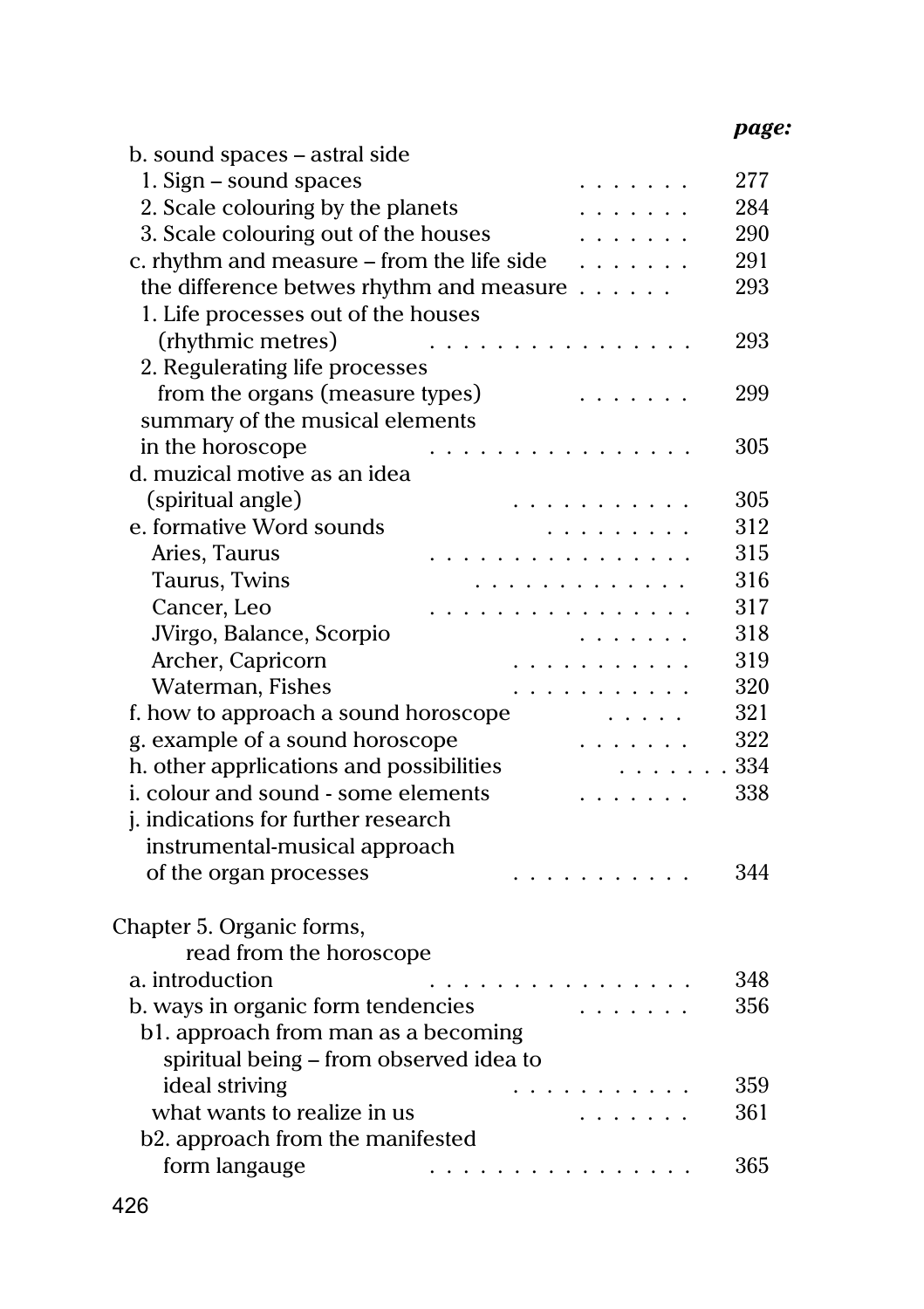*page:*

b. sound spaces – astral side
- 1. Sign – sound spaces . . . . . . . 277
- 2. Scale colouring by the planets . . . . . . . 284
- 3. Scale colouring out of the houses . . . . . . . 290

c. rhythm and measure – from the life side . . . . . . . 291
- the difference betwes rhythm and measure . . . . . . 293
- 1. Life processes out of the houses (rhythmic metres) . . . . . . . . . . . . . . . 293
- 2. Regulerating life processes from the organs (measure types) . . . . . . . 299
- summary of the musical elements in the horoscope . . . . . . . . . . . . . . . 305

d. muzical motive as an idea (spiritual angle) . . . . . . . . . . . 305

e. formative Word sounds . . . . . . . . . 312
- Aries, Taurus . . . . . . . . . . . . . . . 315
- Taurus, Twins . . . . . . . . . . . . . 316
- Cancer, Leo . . . . . . . . . . . . . . . 317
- JVirgo, Balance, Scorpio . . . . . . . 318
- Archer, Capricorn . . . . . . . . . . . 319
- Waterman, Fishes . . . . . . . . . . . 320

f. how to approach a sound horoscope . . . . . 321

g. example of a sound horoscope . . . . . . . 322

h. other apprlications and possibilities . . . . . . . 334

i. colour and sound - some elements . . . . . . . 338

j. indications for further research instrumental-musical approach of the organ processes . . . . . . . . . . . 344

Chapter 5. Organic forms, read from the horoscope

a. introduction . . . . . . . . . . . . . . . 348

b. ways in organic form tendencies . . . . . . . 356
- b1. approach from man as a becoming spiritual being – from observed idea to ideal striving . . . . . . . . . . . 359
  - what wants to realize in us . . . . . . . 361
- b2. approach from the manifested form langauge . . . . . . . . . . . . . . . 365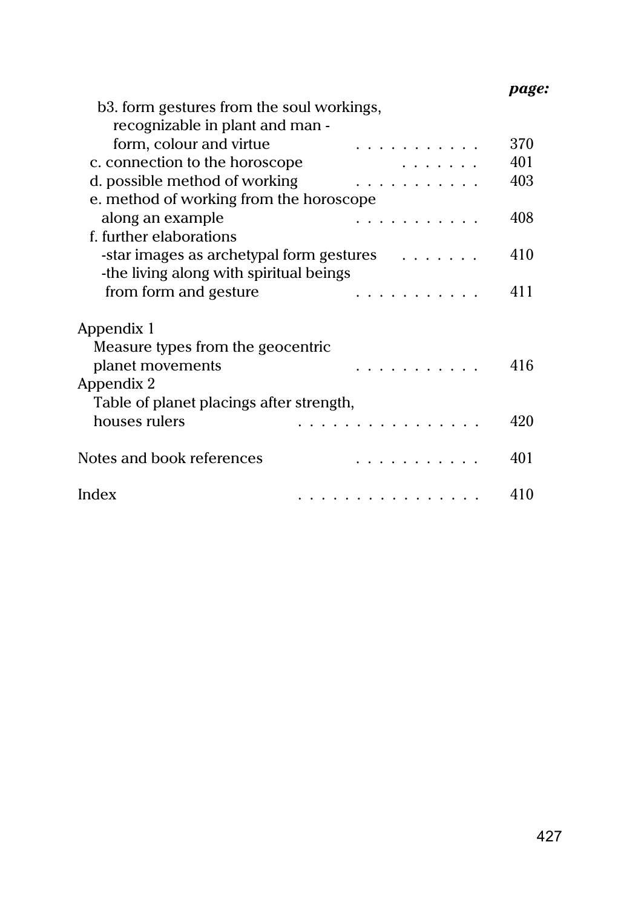*page:*

b3. form gestures from the soul workings, recognizable in plant and man - form, colour and virtue . . . . . . . . . . . 370

c. connection to the horoscope . . . . . . . 401

d. possible method of working . . . . . . . . . . . 403

e. method of working from the horoscope along an example . . . . . . . . . . . 408

f. further elaborations

-star images as archetypal form gestures . . . . . . . 410

-the living along with spiritual beings from form and gesture . . . . . . . . . . . 411

Appendix 1

Measure types from the geocentric planet movements . . . . . . . . . . . 416

Appendix 2

Table of planet placings after strength, houses rulers . . . . . . . . . . . . . . . . 420

Notes and book references . . . . . . . . . . . 401

Index . . . . . . . . . . . . . . . . 410